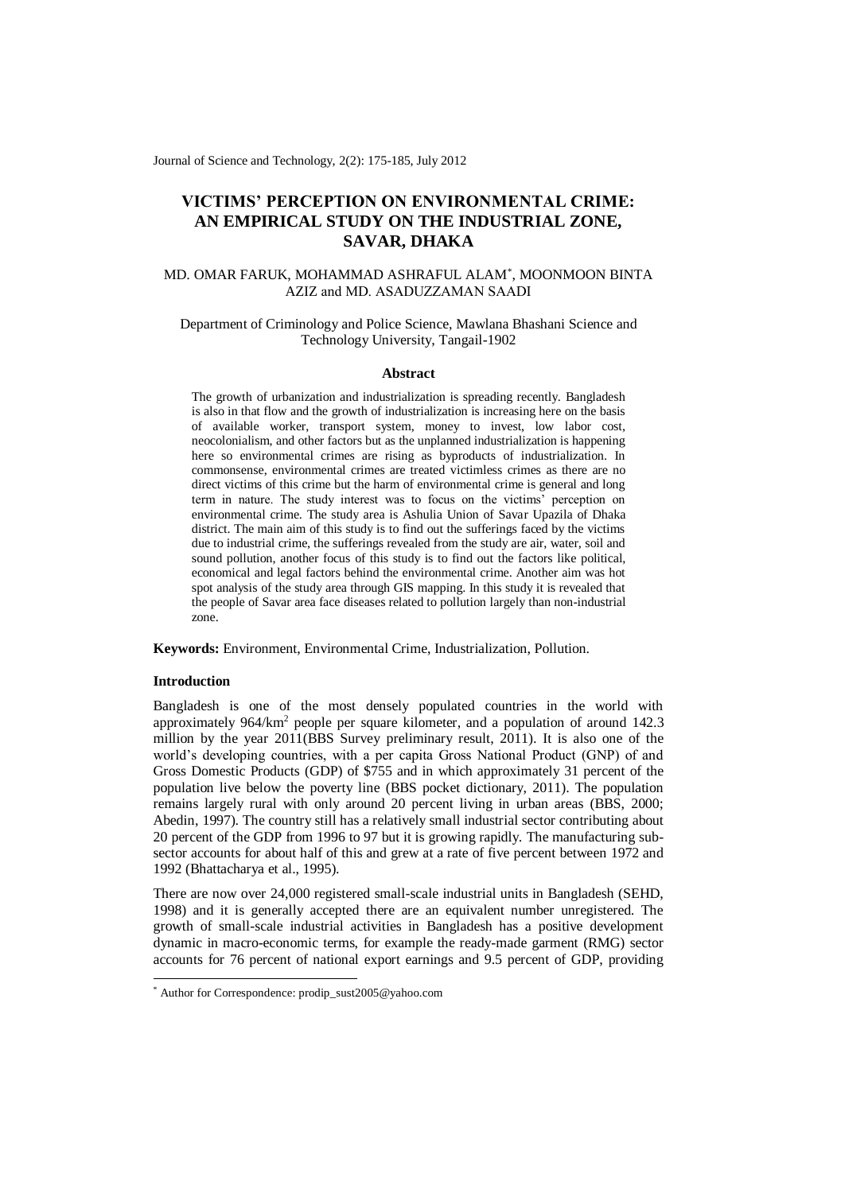# VICTIMS' PERCEPTION ON ENVIRONMENTAL CRIME: AN EMPIRICAL STUDY ON THE INDUSTRIAL ZONE, SAVAR, DHAKA

MD. OMAR FARUK, MOHAMMAD ASHRAFUL ALAM[*], MOONMOON BINTA AZIZ and MD. ASADUZZAMAN SAADI

Department of Criminology and Police Science, Mawlana Bhashani Science and Technology University, Tangail-1902

## Abstract

The growth of urbanization and industrialization is spreading recently. Bangladesh is also in that flow and the growth of industrialization is increasing here on the basis of available worker, transport system, money to invest, low labor cost, neocolonialism, and other factors but as the unplanned industrialization is happening here so environmental crimes are rising as byproducts of industrialization. In commonsense, environmental crimes are treated victimless crimes as there are no direct victims of this crime but the harm of environmental crime is general and long term in nature. The study interest was to focus on the victims' perception on environmental crime. The study area is Ashulia Union of Savar Upazila of Dhaka district. The main aim of this study is to find out the sufferings faced by the victims due to industrial crime, the sufferings revealed from the study are air, water, soil and sound pollution, another focus of this study is to find out the factors like political, economical and legal factors behind the environmental crime. Another aim was hot spot analysis of the study area through GIS mapping. In this study it is revealed that the people of Savar area face diseases related to pollution largely than non-industrial zone.

**Keywords:** Environment, Environmental Crime, Industrialization, Pollution.

## Introduction

Bangladesh is one of the most densely populated countries in the world with approximately 964/km$^2$ people per square kilometer, and a population of around 142.3 million by the year 2011(BBS Survey preliminary result, 2011). It is also one of the world's developing countries, with a per capita Gross National Product (GNP) of and Gross Domestic Products (GDP) of $755 and in which approximately 31 percent of the population live below the poverty line (BBS pocket dictionary, 2011). The population remains largely rural with only around 20 percent living in urban areas (BBS, 2000; Abedin, 1997). The country still has a relatively small industrial sector contributing about 20 percent of the GDP from 1996 to 97 but it is growing rapidly. The manufacturing sub-sector accounts for about half of this and grew at a rate of five percent between 1972 and 1992 (Bhattacharya et al., 1995).

There are now over 24,000 registered small-scale industrial units in Bangladesh (SEHD, 1998) and it is generally accepted there are an equivalent number unregistered. The growth of small-scale industrial activities in Bangladesh has a positive development dynamic in macro-economic terms, for example the ready-made garment (RMG) sector accounts for 76 percent of national export earnings and 9.5 percent of GDP, providing

[*] Author for Correspondence: prodip_sust2005@yahoo.com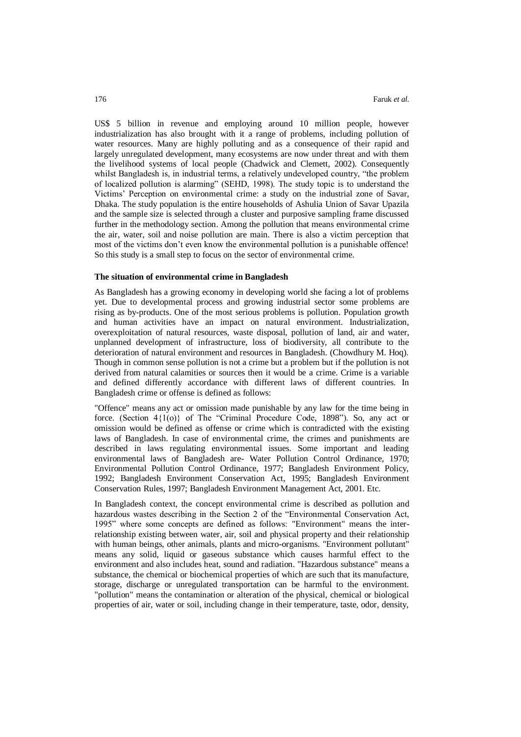US$ 5 billion in revenue and employing around 10 million people, however industrialization has also brought with it a range of problems, including pollution of water resources. Many are highly polluting and as a consequence of their rapid and largely unregulated development, many ecosystems are now under threat and with them the livelihood systems of local people (Chadwick and Clemett, 2002). Consequently whilst Bangladesh is, in industrial terms, a relatively undeveloped country, "the problem of localized pollution is alarming" (SEHD, 1998). The study topic is to understand the Victims' Perception on environmental crime: a study on the industrial zone of Savar, Dhaka. The study population is the entire households of Ashulia Union of Savar Upazila and the sample size is selected through a cluster and purposive sampling frame discussed further in the methodology section. Among the pollution that means environmental crime the air, water, soil and noise pollution are main. There is also a victim perception that most of the victims don't even know the environmental pollution is a punishable offence! So this study is a small step to focus on the sector of environmental crime.

**The situation of environmental crime in Bangladesh**

As Bangladesh has a growing economy in developing world she facing a lot of problems yet. Due to developmental process and growing industrial sector some problems are rising as by-products. One of the most serious problems is pollution. Population growth and human activities have an impact on natural environment. Industrialization, overexploitation of natural resources, waste disposal, pollution of land, air and water, unplanned development of infrastructure, loss of biodiversity, all contribute to the deterioration of natural environment and resources in Bangladesh. (Chowdhury M. Hoq). Though in common sense pollution is not a crime but a problem but if the pollution is not derived from natural calamities or sources then it would be a crime. Crime is a variable and defined differently accordance with different laws of different countries. In Bangladesh crime or offense is defined as follows:

"Offence" means any act or omission made punishable by any law for the time being in force. (Section 4{1(o)} of The "Criminal Procedure Code, 1898"). So, any act or omission would be defined as offense or crime which is contradicted with the existing laws of Bangladesh. In case of environmental crime, the crimes and punishments are described in laws regulating environmental issues. Some important and leading environmental laws of Bangladesh are- Water Pollution Control Ordinance, 1970; Environmental Pollution Control Ordinance, 1977; Bangladesh Environment Policy, 1992; Bangladesh Environment Conservation Act, 1995; Bangladesh Environment Conservation Rules, 1997; Bangladesh Environment Management Act, 2001. Etc.

In Bangladesh context, the concept environmental crime is described as pollution and hazardous wastes describing in the Section 2 of the "Environmental Conservation Act, 1995" where some concepts are defined as follows: "Environment" means the inter-relationship existing between water, air, soil and physical property and their relationship with human beings, other animals, plants and micro-organisms. "Environment pollutant" means any solid, liquid or gaseous substance which causes harmful effect to the environment and also includes heat, sound and radiation. "Hazardous substance" means a substance, the chemical or biochemical properties of which are such that its manufacture, storage, discharge or unregulated transportation can be harmful to the environment. "pollution" means the contamination or alteration of the physical, chemical or biological properties of air, water or soil, including change in their temperature, taste, odor, density,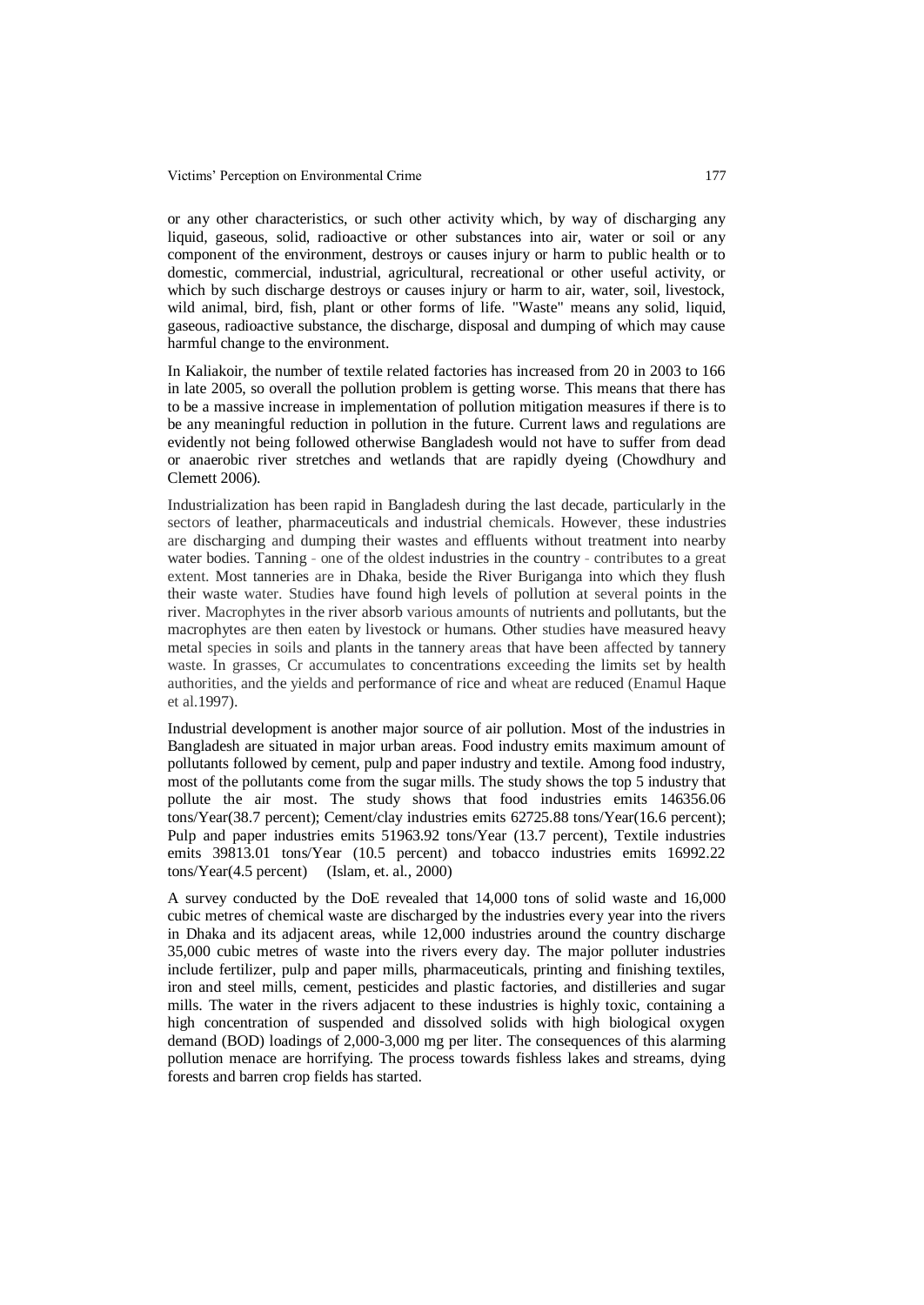or any other characteristics, or such other activity which, by way of discharging any liquid, gaseous, solid, radioactive or other substances into air, water or soil or any component of the environment, destroys or causes injury or harm to public health or to domestic, commercial, industrial, agricultural, recreational or other useful activity, or which by such discharge destroys or causes injury or harm to air, water, soil, livestock, wild animal, bird, fish, plant or other forms of life. "Waste" means any solid, liquid, gaseous, radioactive substance, the discharge, disposal and dumping of which may cause harmful change to the environment.

In Kaliakoir, the number of textile related factories has increased from 20 in 2003 to 166 in late 2005, so overall the pollution problem is getting worse. This means that there has to be a massive increase in implementation of pollution mitigation measures if there is to be any meaningful reduction in pollution in the future. Current laws and regulations are evidently not being followed otherwise Bangladesh would not have to suffer from dead or anaerobic river stretches and wetlands that are rapidly dyeing (Chowdhury and Clemett 2006).

Industrialization has been rapid in Bangladesh during the last decade, particularly in the sectors of leather, pharmaceuticals and industrial chemicals. However, these industries are discharging and dumping their wastes and effluents without treatment into nearby water bodies. Tanning - one of the oldest industries in the country - contributes to a great extent. Most tanneries are in Dhaka, beside the River Buriganga into which they flush their waste water. Studies have found high levels of pollution at several points in the river. Macrophytes in the river absorb various amounts of nutrients and pollutants, but the macrophytes are then eaten by livestock or humans. Other studies have measured heavy metal species in soils and plants in the tannery areas that have been affected by tannery waste. In grasses, Cr accumulates to concentrations exceeding the limits set by health authorities, and the yields and performance of rice and wheat are reduced (Enamul Haque et al.1997).

Industrial development is another major source of air pollution. Most of the industries in Bangladesh are situated in major urban areas. Food industry emits maximum amount of pollutants followed by cement, pulp and paper industry and textile. Among food industry, most of the pollutants come from the sugar mills. The study shows the top 5 industry that pollute the air most. The study shows that food industries emits 146356.06 tons/Year(38.7 percent); Cement/clay industries emits 62725.88 tons/Year(16.6 percent); Pulp and paper industries emits 51963.92 tons/Year (13.7 percent), Textile industries emits 39813.01 tons/Year (10.5 percent) and tobacco industries emits 16992.22 tons/Year(4.5 percent) (Islam, et. al., 2000)

A survey conducted by the DoE revealed that 14,000 tons of solid waste and 16,000 cubic metres of chemical waste are discharged by the industries every year into the rivers in Dhaka and its adjacent areas, while 12,000 industries around the country discharge 35,000 cubic metres of waste into the rivers every day. The major polluter industries include fertilizer, pulp and paper mills, pharmaceuticals, printing and finishing textiles, iron and steel mills, cement, pesticides and plastic factories, and distilleries and sugar mills. The water in the rivers adjacent to these industries is highly toxic, containing a high concentration of suspended and dissolved solids with high biological oxygen demand (BOD) loadings of 2,000-3,000 mg per liter. The consequences of this alarming pollution menace are horrifying. The process towards fishless lakes and streams, dying forests and barren crop fields has started.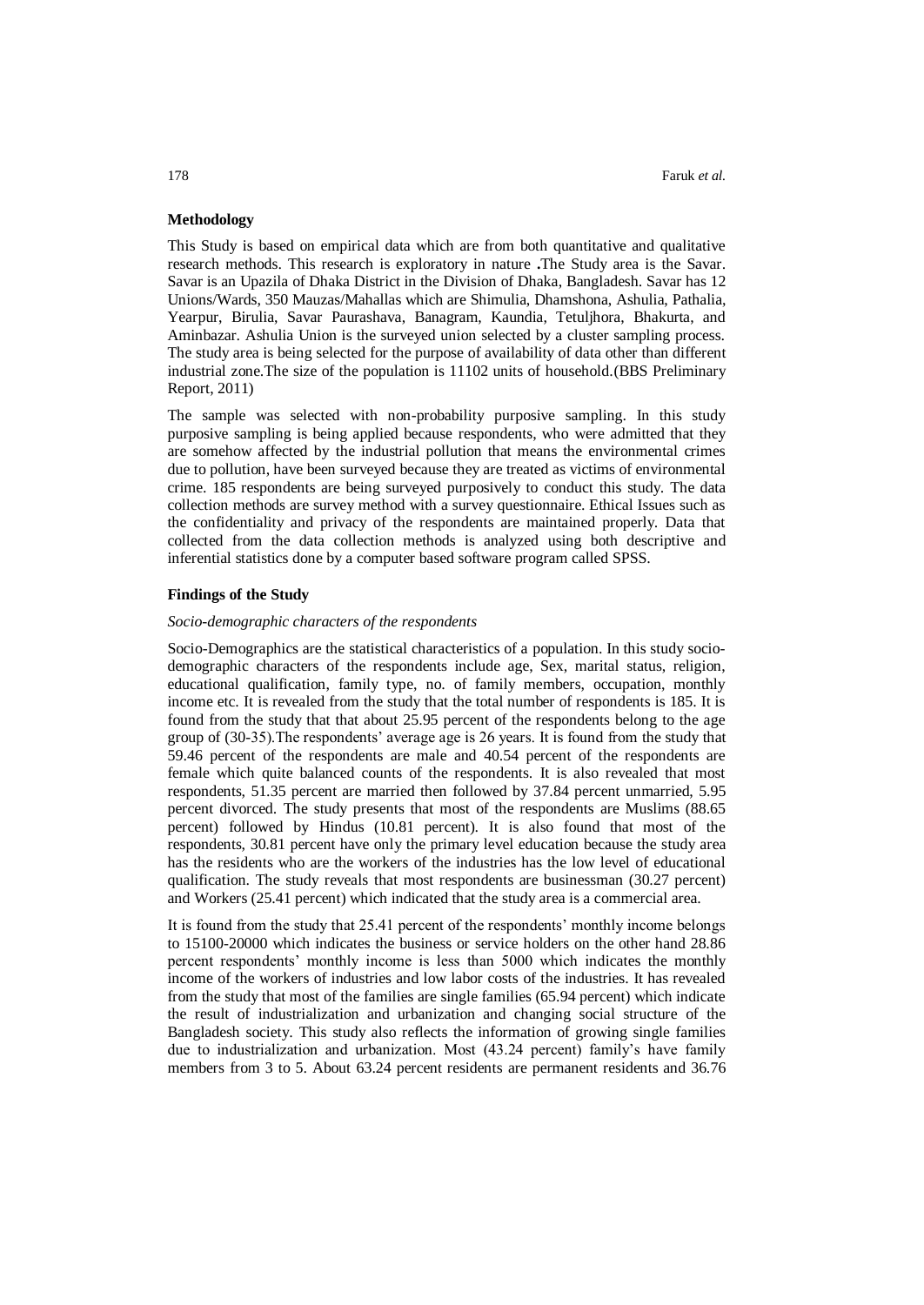**Methodology**

This Study is based on empirical data which are from both quantitative and qualitative research methods. This research is exploratory in nature **.**The Study area is the Savar. Savar is an Upazila of Dhaka District in the Division of Dhaka, Bangladesh. Savar has 12 Unions/Wards, 350 Mauzas/Mahallas which are Shimulia, Dhamshona, Ashulia, Pathalia, Yearpur, Birulia, Savar Paurashava, Banagram, Kaundia, Tetuljhora, Bhakurta, and Aminbazar. Ashulia Union is the surveyed union selected by a cluster sampling process. The study area is being selected for the purpose of availability of data other than different industrial zone.The size of the population is 11102 units of household.(BBS Preliminary Report, 2011)

The sample was selected with non-probability purposive sampling. In this study purposive sampling is being applied because respondents, who were admitted that they are somehow affected by the industrial pollution that means the environmental crimes due to pollution, have been surveyed because they are treated as victims of environmental crime. 185 respondents are being surveyed purposively to conduct this study. The data collection methods are survey method with a survey questionnaire. Ethical Issues such as the confidentiality and privacy of the respondents are maintained properly. Data that collected from the data collection methods is analyzed using both descriptive and inferential statistics done by a computer based software program called SPSS.

**Findings of the Study**

*Socio-demographic characters of the respondents*

Socio-Demographics are the statistical characteristics of a population. In this study socio-demographic characters of the respondents include age, Sex, marital status, religion, educational qualification, family type, no. of family members, occupation, monthly income etc. It is revealed from the study that the total number of respondents is 185. It is found from the study that that about 25.95 percent of the respondents belong to the age group of (30-35).The respondents' average age is 26 years. It is found from the study that 59.46 percent of the respondents are male and 40.54 percent of the respondents are female which quite balanced counts of the respondents. It is also revealed that most respondents, 51.35 percent are married then followed by 37.84 percent unmarried, 5.95 percent divorced. The study presents that most of the respondents are Muslims (88.65 percent) followed by Hindus (10.81 percent). It is also found that most of the respondents, 30.81 percent have only the primary level education because the study area has the residents who are the workers of the industries has the low level of educational qualification. The study reveals that most respondents are businessman (30.27 percent) and Workers (25.41 percent) which indicated that the study area is a commercial area.

It is found from the study that 25.41 percent of the respondents' monthly income belongs to 15100-20000 which indicates the business or service holders on the other hand 28.86 percent respondents' monthly income is less than 5000 which indicates the monthly income of the workers of industries and low labor costs of the industries. It has revealed from the study that most of the families are single families (65.94 percent) which indicate the result of industrialization and urbanization and changing social structure of the Bangladesh society. This study also reflects the information of growing single families due to industrialization and urbanization. Most (43.24 percent) family's have family members from 3 to 5. About 63.24 percent residents are permanent residents and 36.76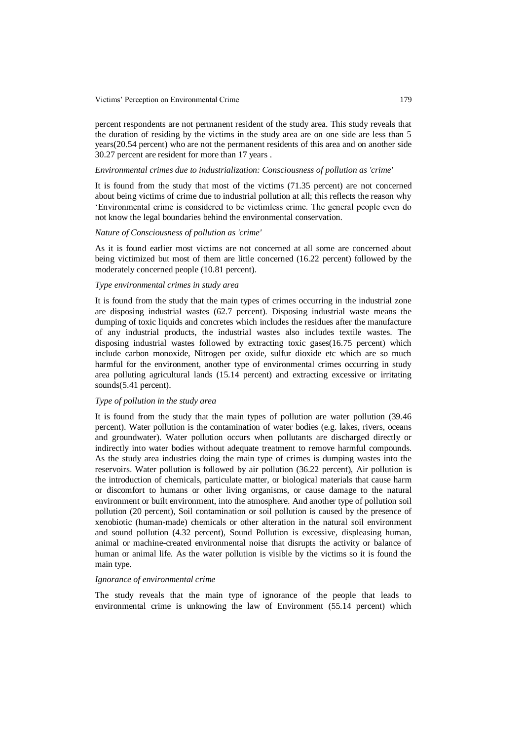percent respondents are not permanent resident of the study area. This study reveals that the duration of residing by the victims in the study area are on one side are less than 5 years(20.54 percent) who are not the permanent residents of this area and on another side 30.27 percent are resident for more than 17 years .

*Environmental crimes due to industrialization: Consciousness of pollution as 'crime'*

It is found from the study that most of the victims (71.35 percent) are not concerned about being victims of crime due to industrial pollution at all; this reflects the reason why 'Environmental crime is considered to be victimless crime. The general people even do not know the legal boundaries behind the environmental conservation.

*Nature of Consciousness of pollution as 'crime'*

As it is found earlier most victims are not concerned at all some are concerned about being victimized but most of them are little concerned (16.22 percent) followed by the moderately concerned people (10.81 percent).

*Type environmental crimes in study area*

It is found from the study that the main types of crimes occurring in the industrial zone are disposing industrial wastes (62.7 percent). Disposing industrial waste means the dumping of toxic liquids and concretes which includes the residues after the manufacture of any industrial products, the industrial wastes also includes textile wastes. The disposing industrial wastes followed by extracting toxic gases(16.75 percent) which include carbon monoxide, Nitrogen per oxide, sulfur dioxide etc which are so much harmful for the environment, another type of environmental crimes occurring in study area polluting agricultural lands (15.14 percent) and extracting excessive or irritating sounds(5.41 percent).

*Type of pollution in the study area*

It is found from the study that the main types of pollution are water pollution (39.46 percent). Water pollution is the contamination of water bodies (e.g. lakes, rivers, oceans and groundwater). Water pollution occurs when pollutants are discharged directly or indirectly into water bodies without adequate treatment to remove harmful compounds. As the study area industries doing the main type of crimes is dumping wastes into the reservoirs. Water pollution is followed by air pollution (36.22 percent), Air pollution is the introduction of chemicals, particulate matter, or biological materials that cause harm or discomfort to humans or other living organisms, or cause damage to the natural environment or built environment, into the atmosphere. And another type of pollution soil pollution (20 percent), Soil contamination or soil pollution is caused by the presence of xenobiotic (human-made) chemicals or other alteration in the natural soil environment and sound pollution (4.32 percent), Sound Pollution is excessive, displeasing human, animal or machine-created environmental noise that disrupts the activity or balance of human or animal life. As the water pollution is visible by the victims so it is found the main type.

*Ignorance of environmental crime*

The study reveals that the main type of ignorance of the people that leads to environmental crime is unknowing the law of Environment (55.14 percent) which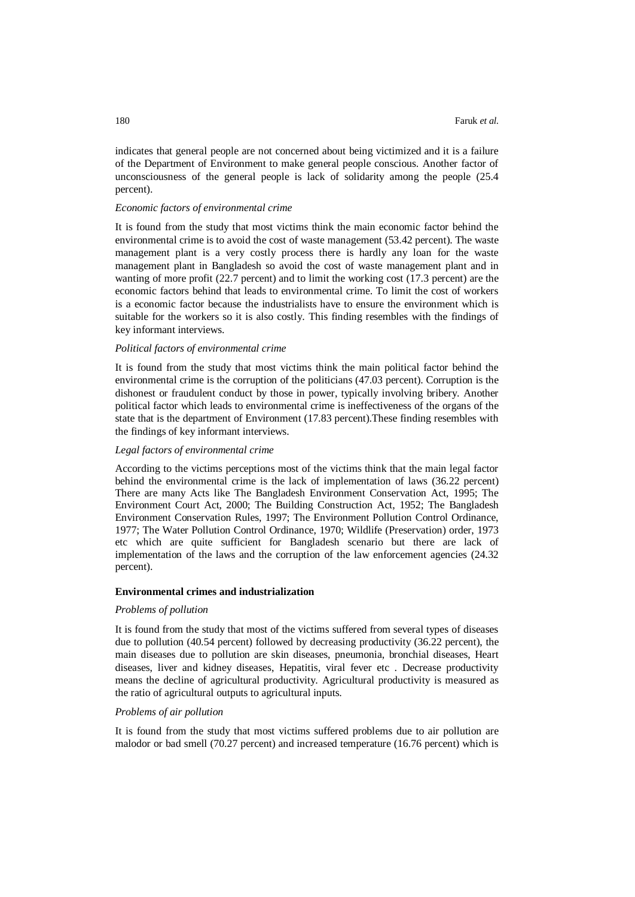indicates that general people are not concerned about being victimized and it is a failure of the Department of Environment to make general people conscious. Another factor of unconsciousness of the general people is lack of solidarity among the people (25.4 percent).

*Economic factors of environmental crime*

It is found from the study that most victims think the main economic factor behind the environmental crime is to avoid the cost of waste management (53.42 percent). The waste management plant is a very costly process there is hardly any loan for the waste management plant in Bangladesh so avoid the cost of waste management plant and in wanting of more profit (22.7 percent) and to limit the working cost (17.3 percent) are the economic factors behind that leads to environmental crime. To limit the cost of workers is a economic factor because the industrialists have to ensure the environment which is suitable for the workers so it is also costly. This finding resembles with the findings of key informant interviews.

*Political factors of environmental crime*

It is found from the study that most victims think the main political factor behind the environmental crime is the corruption of the politicians (47.03 percent). Corruption is the dishonest or fraudulent conduct by those in power, typically involving bribery. Another political factor which leads to environmental crime is ineffectiveness of the organs of the state that is the department of Environment (17.83 percent).These finding resembles with the findings of key informant interviews.

*Legal factors of environmental crime*

According to the victims perceptions most of the victims think that the main legal factor behind the environmental crime is the lack of implementation of laws (36.22 percent) There are many Acts like The Bangladesh Environment Conservation Act, 1995; The Environment Court Act, 2000; The Building Construction Act, 1952; The Bangladesh Environment Conservation Rules, 1997; The Environment Pollution Control Ordinance, 1977; The Water Pollution Control Ordinance, 1970; Wildlife (Preservation) order, 1973 etc which are quite sufficient for Bangladesh scenario but there are lack of implementation of the laws and the corruption of the law enforcement agencies (24.32 percent).

**Environmental crimes and industrialization**

*Problems of pollution*

It is found from the study that most of the victims suffered from several types of diseases due to pollution (40.54 percent) followed by decreasing productivity (36.22 percent), the main diseases due to pollution are skin diseases, pneumonia, bronchial diseases, Heart diseases, liver and kidney diseases, Hepatitis, viral fever etc . Decrease productivity means the decline of agricultural productivity. Agricultural productivity is measured as the ratio of agricultural outputs to agricultural inputs.

*Problems of air pollution*

It is found from the study that most victims suffered problems due to air pollution are malodor or bad smell (70.27 percent) and increased temperature (16.76 percent) which is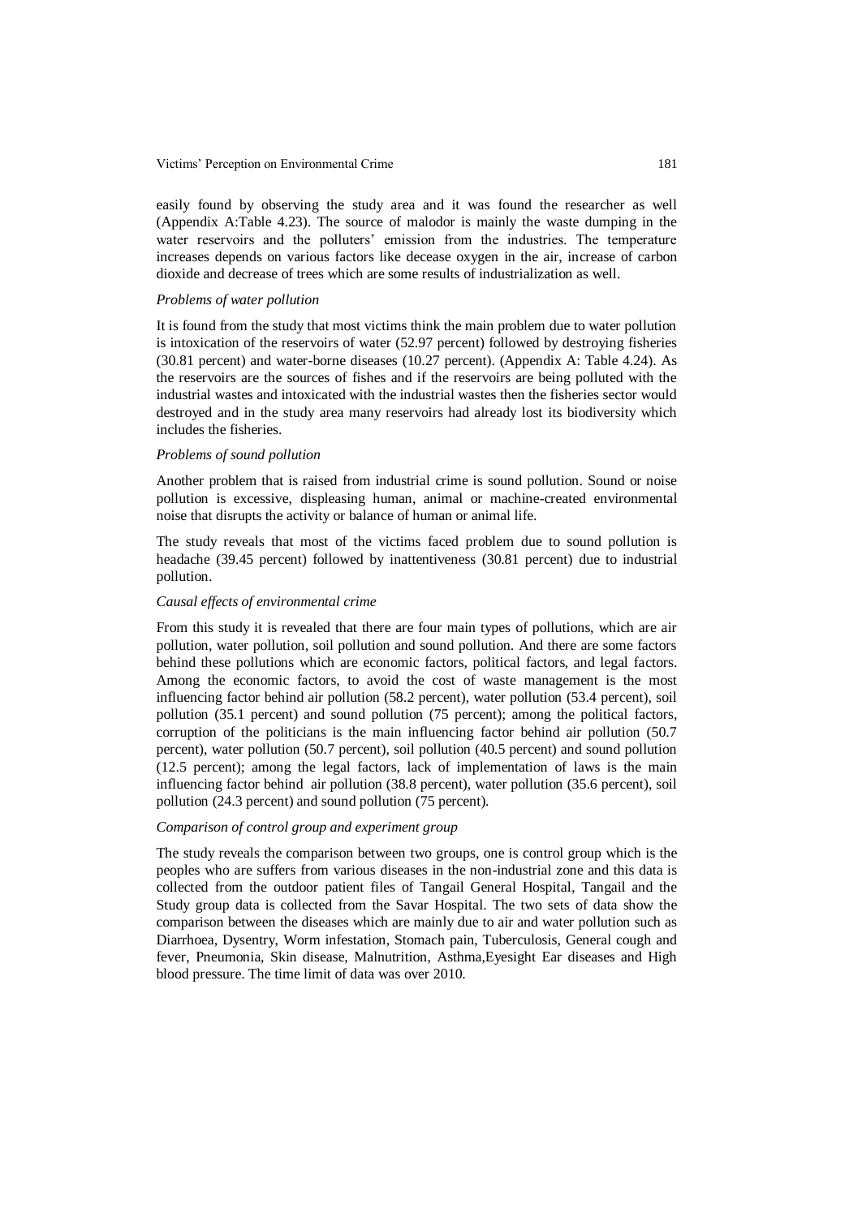easily found by observing the study area and it was found the researcher as well (Appendix A:Table 4.23). The source of malodor is mainly the waste dumping in the water reservoirs and the polluters' emission from the industries. The temperature increases depends on various factors like decease oxygen in the air, increase of carbon dioxide and decrease of trees which are some results of industrialization as well.

*Problems of water pollution*

It is found from the study that most victims think the main problem due to water pollution is intoxication of the reservoirs of water (52.97 percent) followed by destroying fisheries (30.81 percent) and water-borne diseases (10.27 percent). (Appendix A: Table 4.24). As the reservoirs are the sources of fishes and if the reservoirs are being polluted with the industrial wastes and intoxicated with the industrial wastes then the fisheries sector would destroyed and in the study area many reservoirs had already lost its biodiversity which includes the fisheries.

*Problems of sound pollution*

Another problem that is raised from industrial crime is sound pollution. Sound or noise pollution is excessive, displeasing human, animal or machine-created environmental noise that disrupts the activity or balance of human or animal life.

The study reveals that most of the victims faced problem due to sound pollution is headache (39.45 percent) followed by inattentiveness (30.81 percent) due to industrial pollution.

*Causal effects of environmental crime*

From this study it is revealed that there are four main types of pollutions, which are air pollution, water pollution, soil pollution and sound pollution. And there are some factors behind these pollutions which are economic factors, political factors, and legal factors. Among the economic factors, to avoid the cost of waste management is the most influencing factor behind air pollution (58.2 percent), water pollution (53.4 percent), soil pollution (35.1 percent) and sound pollution (75 percent); among the political factors, corruption of the politicians is the main influencing factor behind air pollution (50.7 percent), water pollution (50.7 percent), soil pollution (40.5 percent) and sound pollution (12.5 percent); among the legal factors, lack of implementation of laws is the main influencing factor behind air pollution (38.8 percent), water pollution (35.6 percent), soil pollution (24.3 percent) and sound pollution (75 percent).

*Comparison of control group and experiment group*

The study reveals the comparison between two groups, one is control group which is the peoples who are suffers from various diseases in the non-industrial zone and this data is collected from the outdoor patient files of Tangail General Hospital, Tangail and the Study group data is collected from the Savar Hospital. The two sets of data show the comparison between the diseases which are mainly due to air and water pollution such as Diarrhoea, Dysentry, Worm infestation, Stomach pain, Tuberculosis, General cough and fever, Pneumonia, Skin disease, Malnutrition, Asthma,Eyesight Ear diseases and High blood pressure. The time limit of data was over 2010.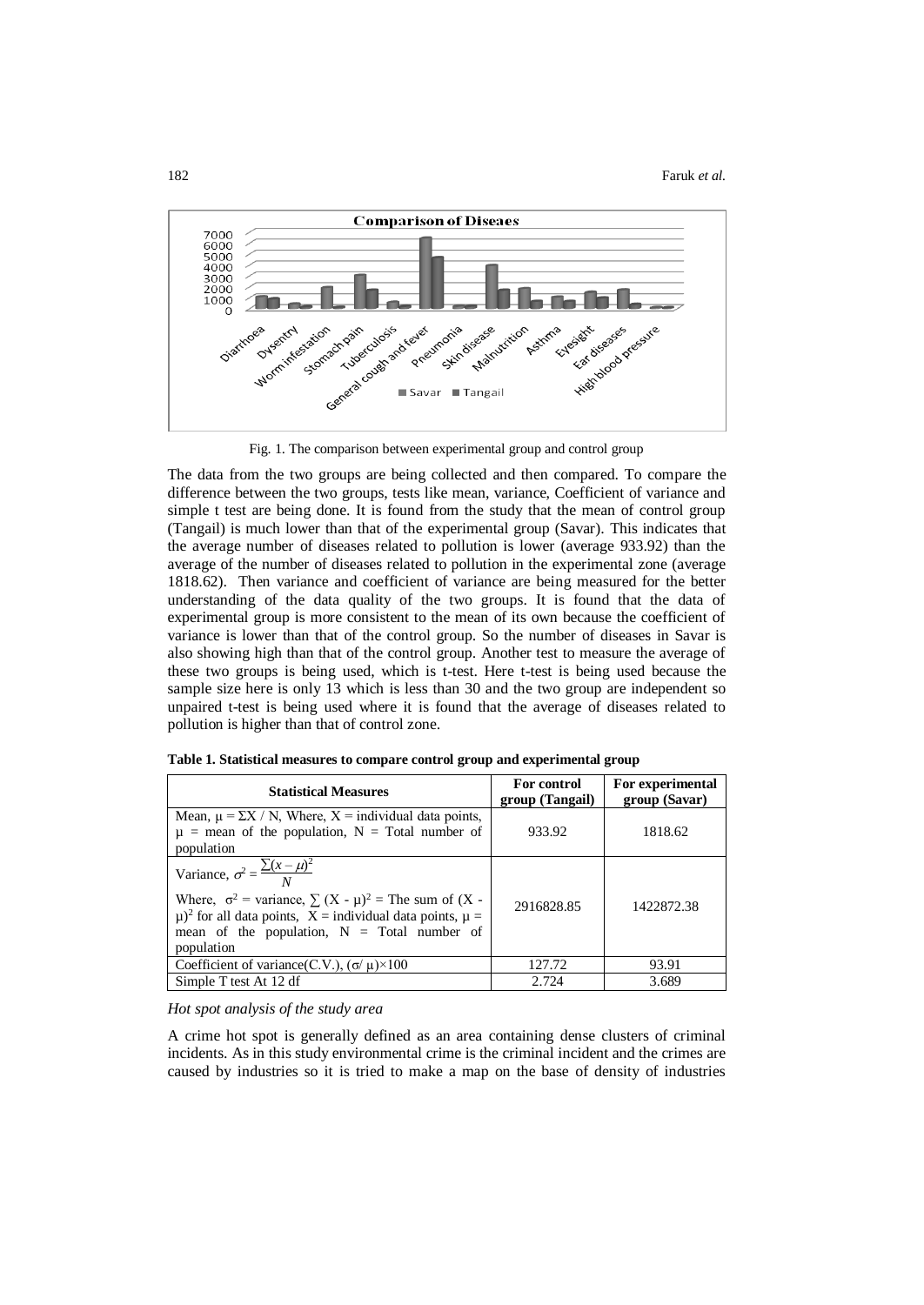Fig. 1. The comparison between experimental group and control group

The data from the two groups are being collected and then compared. To compare the difference between the two groups, tests like mean, variance, Coefficient of variance and simple t test are being done. It is found from the study that the mean of control group (Tangail) is much lower than that of the experimental group (Savar). This indicates that the average number of diseases related to pollution is lower (average 933.92) than the average of the number of diseases related to pollution in the experimental zone (average 1818.62). Then variance and coefficient of variance are being measured for the better understanding of the data quality of the two groups. It is found that the data of experimental group is more consistent to the mean of its own because the coefficient of variance is lower than that of the control group. So the number of diseases in Savar is also showing high than that of the control group. Another test to measure the average of these two groups is being used, which is t-test. Here t-test is being used because the sample size here is only 13 which is less than 30 and the two group are independent so unpaired t-test is being used where it is found that the average of diseases related to pollution is higher than that of control zone.

**Table 1. Statistical measures to compare control group and experimental group**

| Statistical Measures | For control group (Tangail) | For experimental group (Savar) |
|---|---|---|
| Mean, $\mu = \Sigma X / N$, Where, X = individual data points, $\mu$ = mean of the population, N = Total number of population | 933.92 | 1818.62 |
| Variance, $\sigma^2 = \frac{\sum(x-\mu)^2}{N}$ Where, $\sigma^2$ = variance, $\sum (X - \mu)^2$ = The sum of $(X - \mu)^2$ for all data points, X = individual data points, $\mu$ = mean of the population, N = Total number of population | 2916828.85 | 1422872.38 |
| Coefficient of variance(C.V.), $(\sigma/\mu)\times 100$ | 127.72 | 93.91 |
| Simple T test At 12 df | 2.724 | 3.689 |

*Hot spot analysis of the study area*

A crime hot spot is generally defined as an area containing dense clusters of criminal incidents. As in this study environmental crime is the criminal incident and the crimes are caused by industries so it is tried to make a map on the base of density of industries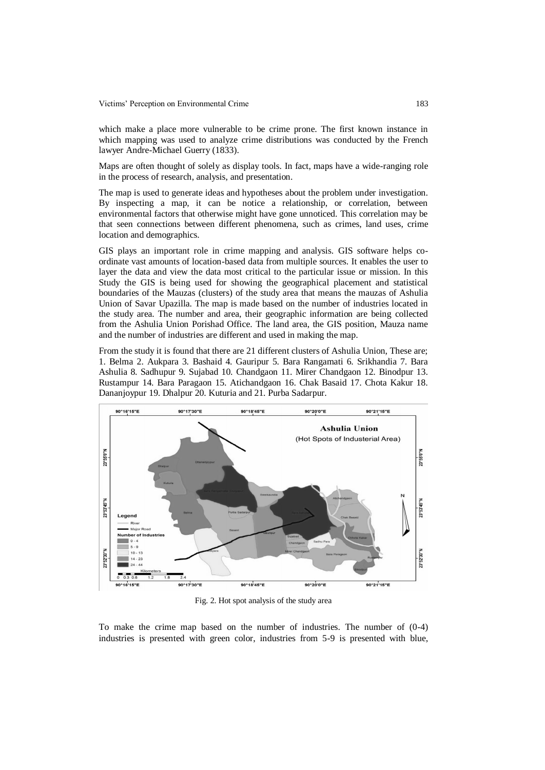which make a place more vulnerable to be crime prone. The first known instance in which mapping was used to analyze crime distributions was conducted by the French lawyer Andre-Michael Guerry (1833).

Maps are often thought of solely as display tools. In fact, maps have a wide-ranging role in the process of research, analysis, and presentation.

The map is used to generate ideas and hypotheses about the problem under investigation. By inspecting a map, it can be notice a relationship, or correlation, between environmental factors that otherwise might have gone unnoticed. This correlation may be that seen connections between different phenomena, such as crimes, land uses, crime location and demographics.

GIS plays an important role in crime mapping and analysis. GIS software helps co-ordinate vast amounts of location-based data from multiple sources. It enables the user to layer the data and view the data most critical to the particular issue or mission. In this Study the GIS is being used for showing the geographical placement and statistical boundaries of the Mauzas (clusters) of the study area that means the mauzas of Ashulia Union of Savar Upazilla. The map is made based on the number of industries located in the study area. The number and area, their geographic information are being collected from the Ashulia Union Porishad Office. The land area, the GIS position, Mauza name and the number of industries are different and used in making the map.

From the study it is found that there are 21 different clusters of Ashulia Union, These are; 1. Belma 2. Aukpara 3. Bashaid 4. Gauripur 5. Bara Rangamati 6. Srikhandia 7. Bara Ashulia 8. Sadhupur 9. Sujabad 10. Chandgaon 11. Mirer Chandgaon 12. Binodpur 13. Rustampur 14. Bara Paragaon 15. Atichandgaon 16. Chak Basaid 17. Chota Kakur 18. Dananjoypur 19. Dhalpur 20. Kuturia and 21. Purba Sadarpur.

Fig. 2. Hot spot analysis of the study area

To make the crime map based on the number of industries. The number of (0-4) industries is presented with green color, industries from 5-9 is presented with blue,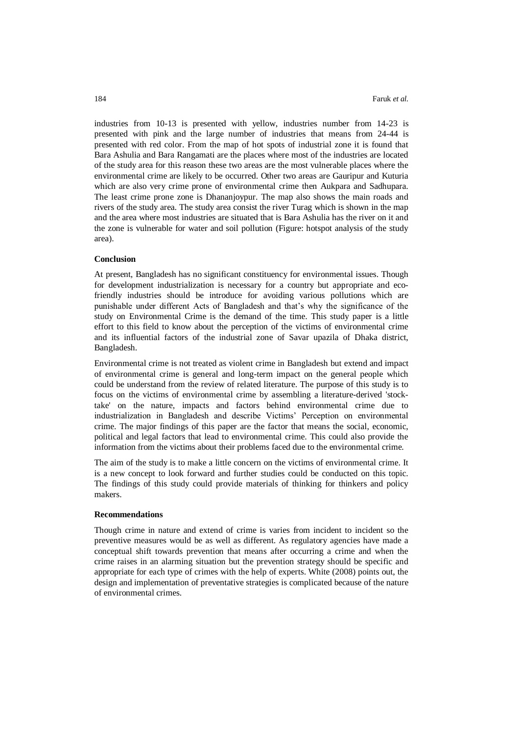industries from 10-13 is presented with yellow, industries number from 14-23 is presented with pink and the large number of industries that means from 24-44 is presented with red color. From the map of hot spots of industrial zone it is found that Bara Ashulia and Bara Rangamati are the places where most of the industries are located of the study area for this reason these two areas are the most vulnerable places where the environmental crime are likely to be occurred. Other two areas are Gauripur and Kuturia which are also very crime prone of environmental crime then Aukpara and Sadhupara. The least crime prone zone is Dhananjoypur. The map also shows the main roads and rivers of the study area. The study area consist the river Turag which is shown in the map and the area where most industries are situated that is Bara Ashulia has the river on it and the zone is vulnerable for water and soil pollution (Figure: hotspot analysis of the study area).

### Conclusion

At present, Bangladesh has no significant constituency for environmental issues. Though for development industrialization is necessary for a country but appropriate and eco-friendly industries should be introduce for avoiding various pollutions which are punishable under different Acts of Bangladesh and that's why the significance of the study on Environmental Crime is the demand of the time. This study paper is a little effort to this field to know about the perception of the victims of environmental crime and its influential factors of the industrial zone of Savar upazila of Dhaka district, Bangladesh.

Environmental crime is not treated as violent crime in Bangladesh but extend and impact of environmental crime is general and long-term impact on the general people which could be understand from the review of related literature. The purpose of this study is to focus on the victims of environmental crime by assembling a literature-derived 'stock-take' on the nature, impacts and factors behind environmental crime due to industrialization in Bangladesh and describe Victims' Perception on environmental crime. The major findings of this paper are the factor that means the social, economic, political and legal factors that lead to environmental crime. This could also provide the information from the victims about their problems faced due to the environmental crime.

The aim of the study is to make a little concern on the victims of environmental crime. It is a new concept to look forward and further studies could be conducted on this topic. The findings of this study could provide materials of thinking for thinkers and policy makers.

### Recommendations

Though crime in nature and extend of crime is varies from incident to incident so the preventive measures would be as well as different. As regulatory agencies have made a conceptual shift towards prevention that means after occurring a crime and when the crime raises in an alarming situation but the prevention strategy should be specific and appropriate for each type of crimes with the help of experts. White (2008) points out, the design and implementation of preventative strategies is complicated because of the nature of environmental crimes.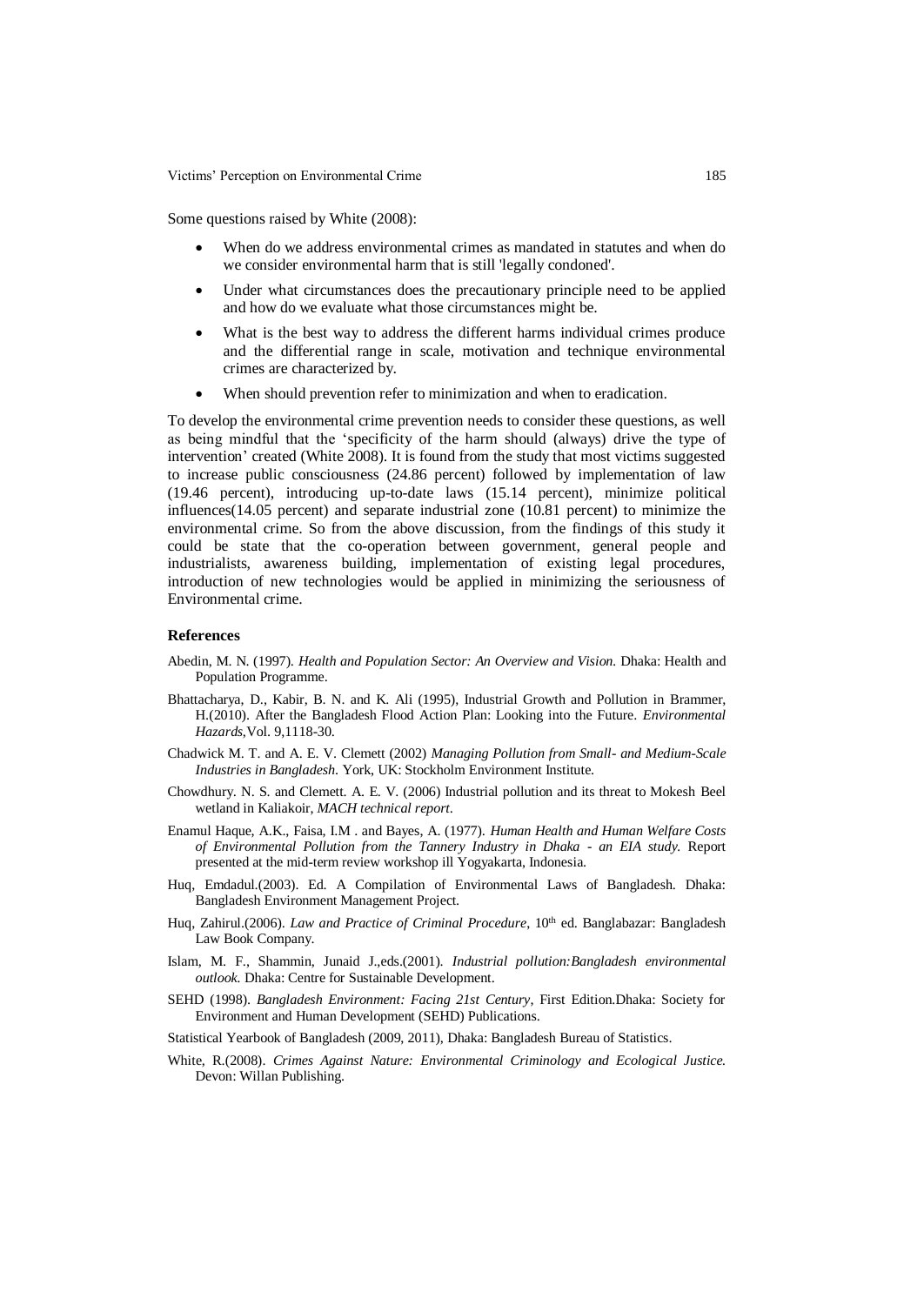Some questions raised by White (2008):

- When do we address environmental crimes as mandated in statutes and when do we consider environmental harm that is still 'legally condoned'.
- Under what circumstances does the precautionary principle need to be applied and how do we evaluate what those circumstances might be.
- What is the best way to address the different harms individual crimes produce and the differential range in scale, motivation and technique environmental crimes are characterized by.
- When should prevention refer to minimization and when to eradication.

To develop the environmental crime prevention needs to consider these questions, as well as being mindful that the 'specificity of the harm should (always) drive the type of intervention' created (White 2008). It is found from the study that most victims suggested to increase public consciousness (24.86 percent) followed by implementation of law (19.46 percent), introducing up-to-date laws (15.14 percent), minimize political influences(14.05 percent) and separate industrial zone (10.81 percent) to minimize the environmental crime. So from the above discussion, from the findings of this study it could be state that the co-operation between government, general people and industrialists, awareness building, implementation of existing legal procedures, introduction of new technologies would be applied in minimizing the seriousness of Environmental crime.

## References

Abedin, M. N. (1997). *Health and Population Sector: An Overview and Vision.* Dhaka: Health and Population Programme.

Bhattacharya, D., Kabir, B. N. and K. Ali (1995), Industrial Growth and Pollution in Brammer, H.(2010). After the Bangladesh Flood Action Plan: Looking into the Future. *Environmental Hazards,*Vol. 9,1118-30.

Chadwick M. T. and A. E. V. Clemett (2002) *Managing Pollution from Small- and Medium-Scale Industries in Bangladesh.* York, UK: Stockholm Environment Institute.

Chowdhury. N. S. and Clemett. A. E. V. (2006) Industrial pollution and its threat to Mokesh Beel wetland in Kaliakoir, *MACH technical report*.

Enamul Haque, A.K., Faisa, I.M . and Bayes, A. (1977). *Human Health and Human Welfare Costs of Environmental Pollution from the Tannery Industry in Dhaka - an EIA study.* Report presented at the mid-term review workshop ill Yogyakarta, Indonesia.

Huq, Emdadul.(2003). Ed. A Compilation of Environmental Laws of Bangladesh. Dhaka: Bangladesh Environment Management Project.

Huq, Zahirul.(2006). *Law and Practice of Criminal Procedure*, 10th ed. Banglabazar: Bangladesh Law Book Company.

Islam, M. F., Shammin, Junaid J.,eds.(2001). *Industrial pollution:Bangladesh environmental outlook.* Dhaka: Centre for Sustainable Development.

SEHD (1998). *Bangladesh Environment: Facing 21st Century*, First Edition.Dhaka: Society for Environment and Human Development (SEHD) Publications.

Statistical Yearbook of Bangladesh (2009, 2011), Dhaka: Bangladesh Bureau of Statistics.

White, R.(2008). *Crimes Against Nature: Environmental Criminology and Ecological Justice.* Devon: Willan Publishing.